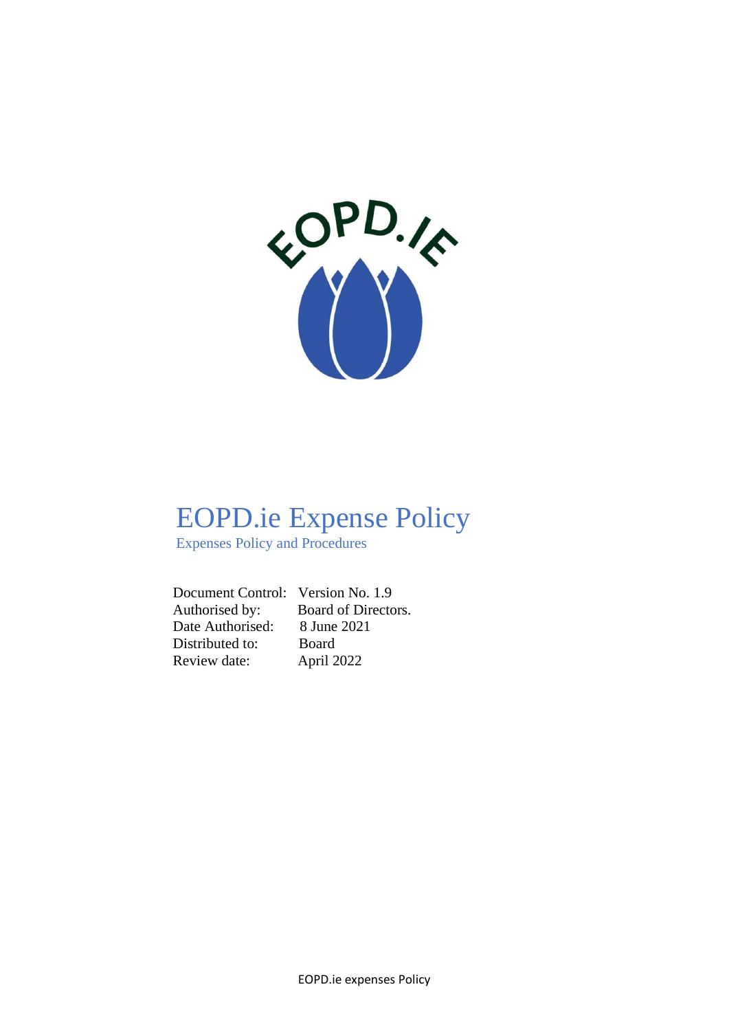# EOPD.ie Expense Policy

Expenses Policy and Procedures

| | |
|---|---|
| Document Control: | Version No. 1.9 |
| Authorised by: | Board of Directors. |
| Date Authorised: | 8 June 2021 |
| Distributed to: | Board |
| Review date: | April 2022 |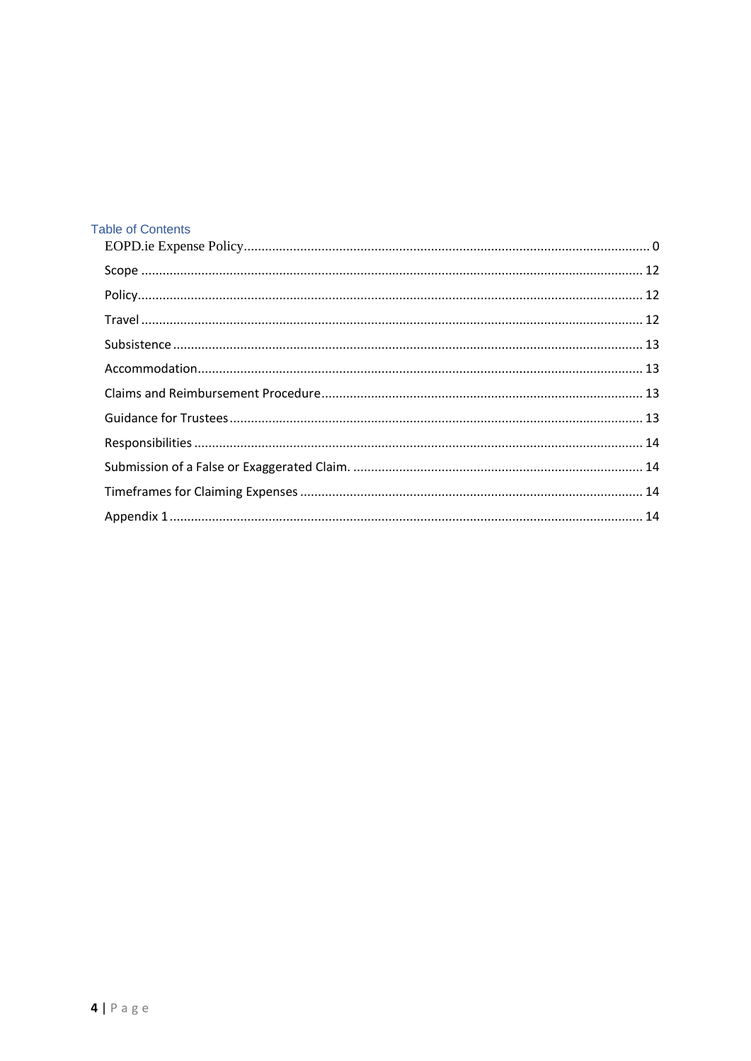## Table of Contents

- EOPD.ie Expense Policy ..... 0
  - Scope ..... 12
  - Policy ..... 12
  - Travel ..... 12
  - Subsistence ..... 13
  - Accommodation ..... 13
  - Claims and Reimbursement Procedure ..... 13
  - Guidance for Trustees ..... 13
  - Responsibilities ..... 14
  - Submission of a False or Exaggerated Claim. ..... 14
  - Timeframes for Claiming Expenses ..... 14
  - Appendix 1 ..... 14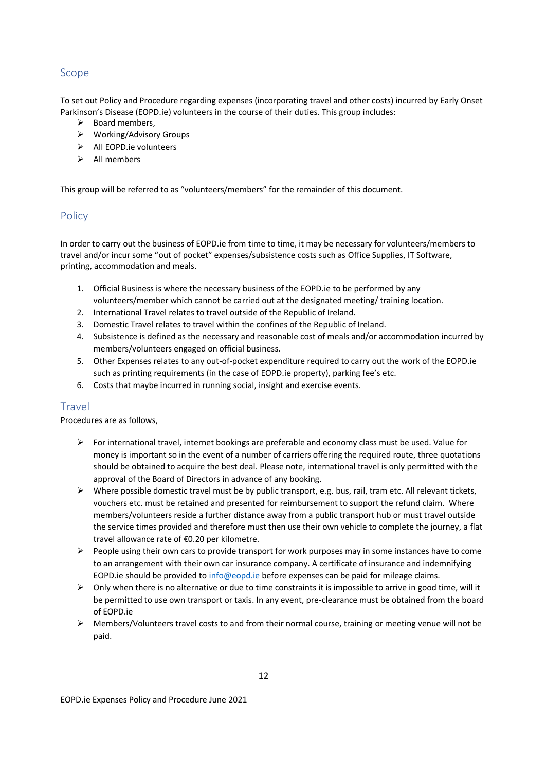## Scope

To set out Policy and Procedure regarding expenses (incorporating travel and other costs) incurred by Early Onset Parkinson's Disease (EOPD.ie) volunteers in the course of their duties. This group includes:

- Board members,
- Working/Advisory Groups
- All EOPD.ie volunteers
- All members

This group will be referred to as "volunteers/members" for the remainder of this document.

## Policy

In order to carry out the business of EOPD.ie from time to time, it may be necessary for volunteers/members to travel and/or incur some "out of pocket" expenses/subsistence costs such as Office Supplies, IT Software, printing, accommodation and meals.

1. Official Business is where the necessary business of the EOPD.ie to be performed by any volunteers/member which cannot be carried out at the designated meeting/ training location.
2. International Travel relates to travel outside of the Republic of Ireland.
3. Domestic Travel relates to travel within the confines of the Republic of Ireland.
4. Subsistence is defined as the necessary and reasonable cost of meals and/or accommodation incurred by members/volunteers engaged on official business.
5. Other Expenses relates to any out-of-pocket expenditure required to carry out the work of the EOPD.ie such as printing requirements (in the case of EOPD.ie property), parking fee's etc.
6. Costs that maybe incurred in running social, insight and exercise events.

## Travel

Procedures are as follows,

- For international travel, internet bookings are preferable and economy class must be used. Value for money is important so in the event of a number of carriers offering the required route, three quotations should be obtained to acquire the best deal. Please note, international travel is only permitted with the approval of the Board of Directors in advance of any booking.
- Where possible domestic travel must be by public transport, e.g. bus, rail, tram etc. All relevant tickets, vouchers etc. must be retained and presented for reimbursement to support the refund claim. Where members/volunteers reside a further distance away from a public transport hub or must travel outside the service times provided and therefore must then use their own vehicle to complete the journey, a flat travel allowance rate of €0.20 per kilometre.
- People using their own cars to provide transport for work purposes may in some instances have to come to an arrangement with their own car insurance company. A certificate of insurance and indemnifying EOPD.ie should be provided to info@eopd.ie before expenses can be paid for mileage claims.
- Only when there is no alternative or due to time constraints it is impossible to arrive in good time, will it be permitted to use own transport or taxis. In any event, pre-clearance must be obtained from the board of EOPD.ie
- Members/Volunteers travel costs to and from their normal course, training or meeting venue will not be paid.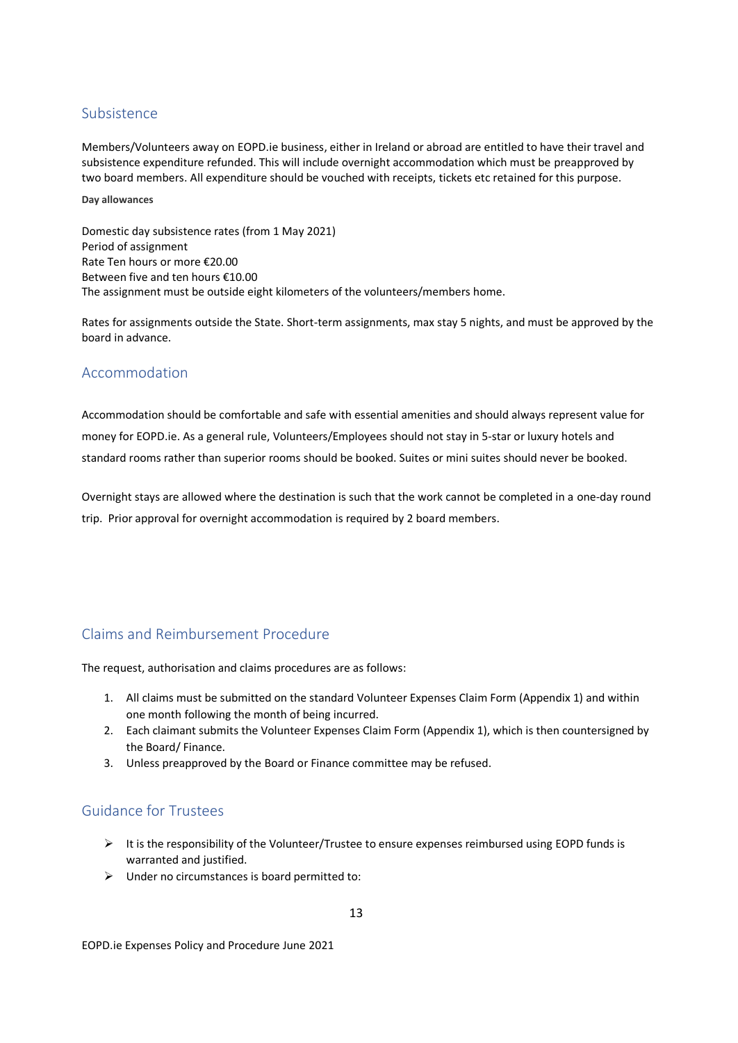## Subsistence

Members/Volunteers away on EOPD.ie business, either in Ireland or abroad are entitled to have their travel and subsistence expenditure refunded. This will include overnight accommodation which must be preapproved by two board members. All expenditure should be vouched with receipts, tickets etc retained for this purpose.

**Day allowances**

Domestic day subsistence rates (from 1 May 2021)
Period of assignment
Rate Ten hours or more €20.00
Between five and ten hours €10.00
The assignment must be outside eight kilometers of the volunteers/members home.

Rates for assignments outside the State. Short-term assignments, max stay 5 nights, and must be approved by the board in advance.

## Accommodation

Accommodation should be comfortable and safe with essential amenities and should always represent value for money for EOPD.ie. As a general rule, Volunteers/Employees should not stay in 5-star or luxury hotels and standard rooms rather than superior rooms should be booked. Suites or mini suites should never be booked.

Overnight stays are allowed where the destination is such that the work cannot be completed in a one-day round trip. Prior approval for overnight accommodation is required by 2 board members.

## Claims and Reimbursement Procedure

The request, authorisation and claims procedures are as follows:

1. All claims must be submitted on the standard Volunteer Expenses Claim Form (Appendix 1) and within one month following the month of being incurred.
2. Each claimant submits the Volunteer Expenses Claim Form (Appendix 1), which is then countersigned by the Board/ Finance.
3. Unless preapproved by the Board or Finance committee may be refused.

## Guidance for Trustees

- It is the responsibility of the Volunteer/Trustee to ensure expenses reimbursed using EOPD funds is warranted and justified.
- Under no circumstances is board permitted to: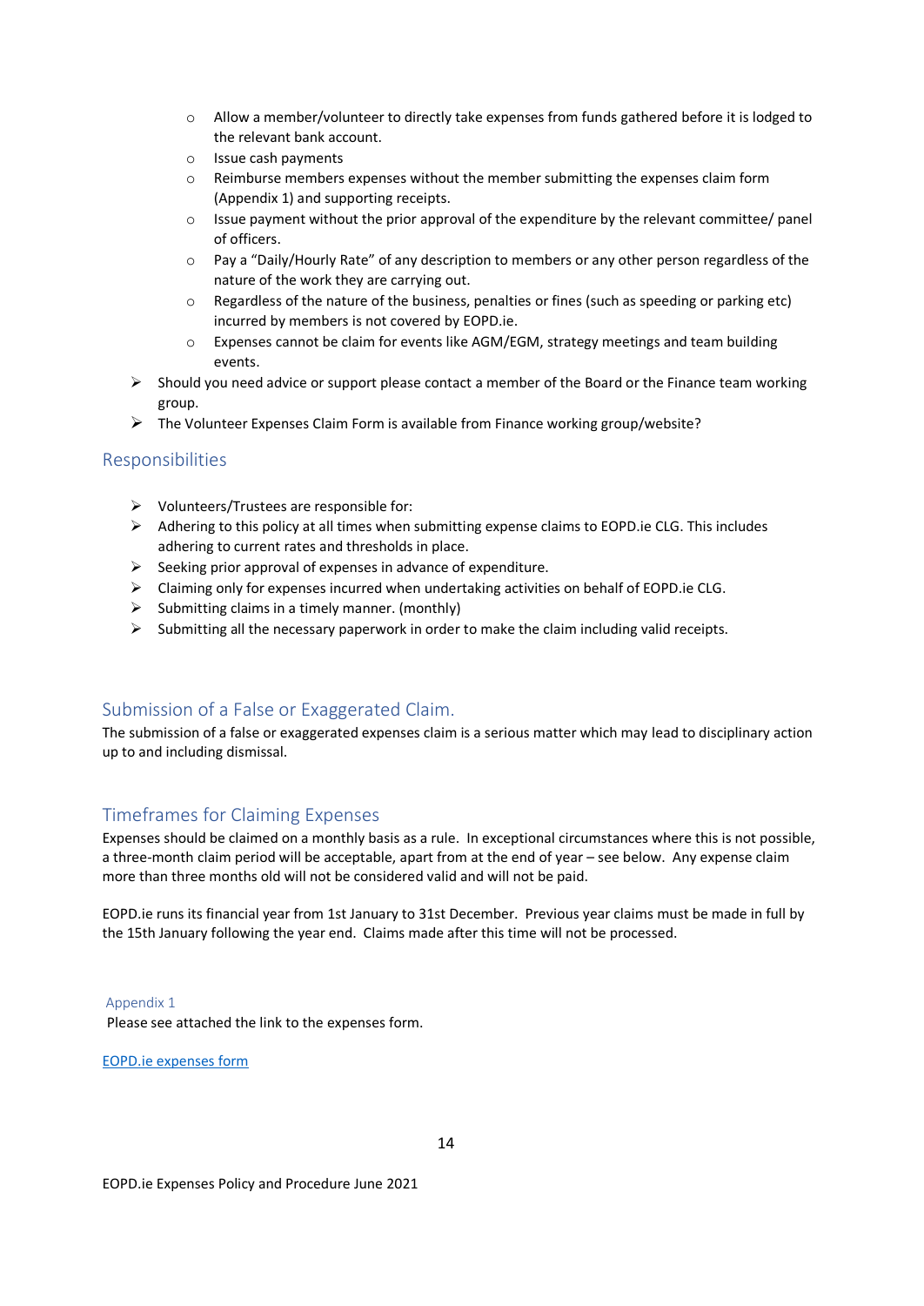- Allow a member/volunteer to directly take expenses from funds gathered before it is lodged to the relevant bank account.
    - Issue cash payments
    - Reimburse members expenses without the member submitting the expenses claim form (Appendix 1) and supporting receipts.
    - Issue payment without the prior approval of the expenditure by the relevant committee/ panel of officers.
    - Pay a "Daily/Hourly Rate" of any description to members or any other person regardless of the nature of the work they are carrying out.
    - Regardless of the nature of the business, penalties or fines (such as speeding or parking etc) incurred by members is not covered by EOPD.ie.
    - Expenses cannot be claim for events like AGM/EGM, strategy meetings and team building events.
- Should you need advice or support please contact a member of the Board or the Finance team working group.
- The Volunteer Expenses Claim Form is available from Finance working group/website?

## Responsibilities

- Volunteers/Trustees are responsible for:
- Adhering to this policy at all times when submitting expense claims to EOPD.ie CLG. This includes adhering to current rates and thresholds in place.
- Seeking prior approval of expenses in advance of expenditure.
- Claiming only for expenses incurred when undertaking activities on behalf of EOPD.ie CLG.
- Submitting claims in a timely manner. (monthly)
- Submitting all the necessary paperwork in order to make the claim including valid receipts.

## Submission of a False or Exaggerated Claim.

The submission of a false or exaggerated expenses claim is a serious matter which may lead to disciplinary action up to and including dismissal.

## Timeframes for Claiming Expenses

Expenses should be claimed on a monthly basis as a rule. In exceptional circumstances where this is not possible, a three-month claim period will be acceptable, apart from at the end of year – see below. Any expense claim more than three months old will not be considered valid and will not be paid.

EOPD.ie runs its financial year from 1st January to 31st December. Previous year claims must be made in full by the 15th January following the year end. Claims made after this time will not be processed.

### Appendix 1

Please see attached the link to the expenses form.

EOPD.ie expenses form